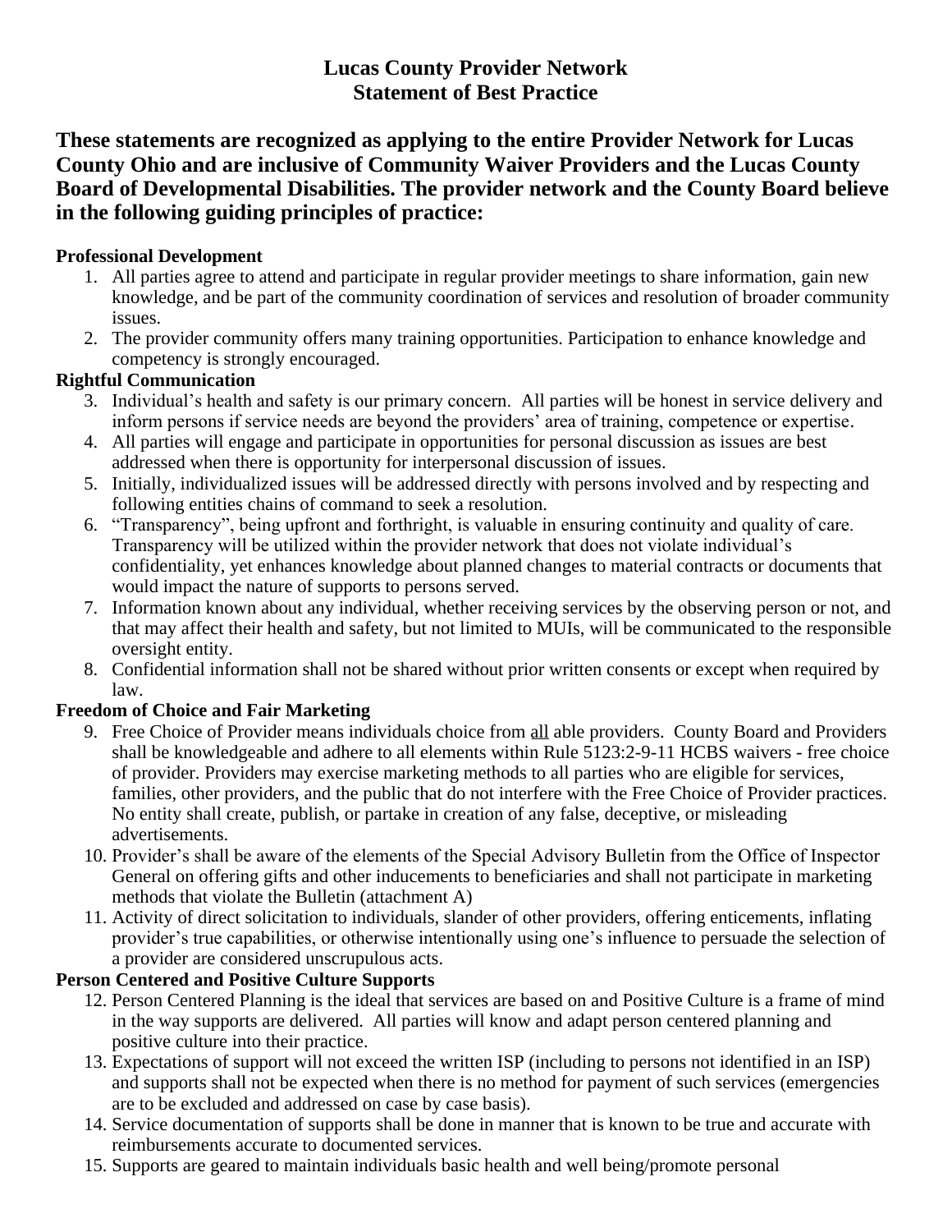# Lucas County Provider Network
# Statement of Best Practice

**These statements are recognized as applying to the entire Provider Network for Lucas County Ohio and are inclusive of Community Waiver Providers and the Lucas County Board of Developmental Disabilities. The provider network and the County Board believe in the following guiding principles of practice:**

**Professional Development**

1. All parties agree to attend and participate in regular provider meetings to share information, gain new knowledge, and be part of the community coordination of services and resolution of broader community issues.
2. The provider community offers many training opportunities. Participation to enhance knowledge and competency is strongly encouraged.

**Rightful Communication**

3. Individual's health and safety is our primary concern. All parties will be honest in service delivery and inform persons if service needs are beyond the providers' area of training, competence or expertise.
4. All parties will engage and participate in opportunities for personal discussion as issues are best addressed when there is opportunity for interpersonal discussion of issues.
5. Initially, individualized issues will be addressed directly with persons involved and by respecting and following entities chains of command to seek a resolution.
6. "Transparency", being upfront and forthright, is valuable in ensuring continuity and quality of care. Transparency will be utilized within the provider network that does not violate individual's confidentiality, yet enhances knowledge about planned changes to material contracts or documents that would impact the nature of supports to persons served.
7. Information known about any individual, whether receiving services by the observing person or not, and that may affect their health and safety, but not limited to MUIs, will be communicated to the responsible oversight entity.
8. Confidential information shall not be shared without prior written consents or except when required by law.

**Freedom of Choice and Fair Marketing**

9. Free Choice of Provider means individuals choice from <u>all</u> able providers. County Board and Providers shall be knowledgeable and adhere to all elements within Rule 5123:2-9-11 HCBS waivers - free choice of provider. Providers may exercise marketing methods to all parties who are eligible for services, families, other providers, and the public that do not interfere with the Free Choice of Provider practices. No entity shall create, publish, or partake in creation of any false, deceptive, or misleading advertisements.
10. Provider's shall be aware of the elements of the Special Advisory Bulletin from the Office of Inspector General on offering gifts and other inducements to beneficiaries and shall not participate in marketing methods that violate the Bulletin (attachment A)
11. Activity of direct solicitation to individuals, slander of other providers, offering enticements, inflating provider's true capabilities, or otherwise intentionally using one's influence to persuade the selection of a provider are considered unscrupulous acts.

**Person Centered and Positive Culture Supports**

12. Person Centered Planning is the ideal that services are based on and Positive Culture is a frame of mind in the way supports are delivered. All parties will know and adapt person centered planning and positive culture into their practice.
13. Expectations of support will not exceed the written ISP (including to persons not identified in an ISP) and supports shall not be expected when there is no method for payment of such services (emergencies are to be excluded and addressed on case by case basis).
14. Service documentation of supports shall be done in manner that is known to be true and accurate with reimbursements accurate to documented services.
15. Supports are geared to maintain individuals basic health and well being/promote personal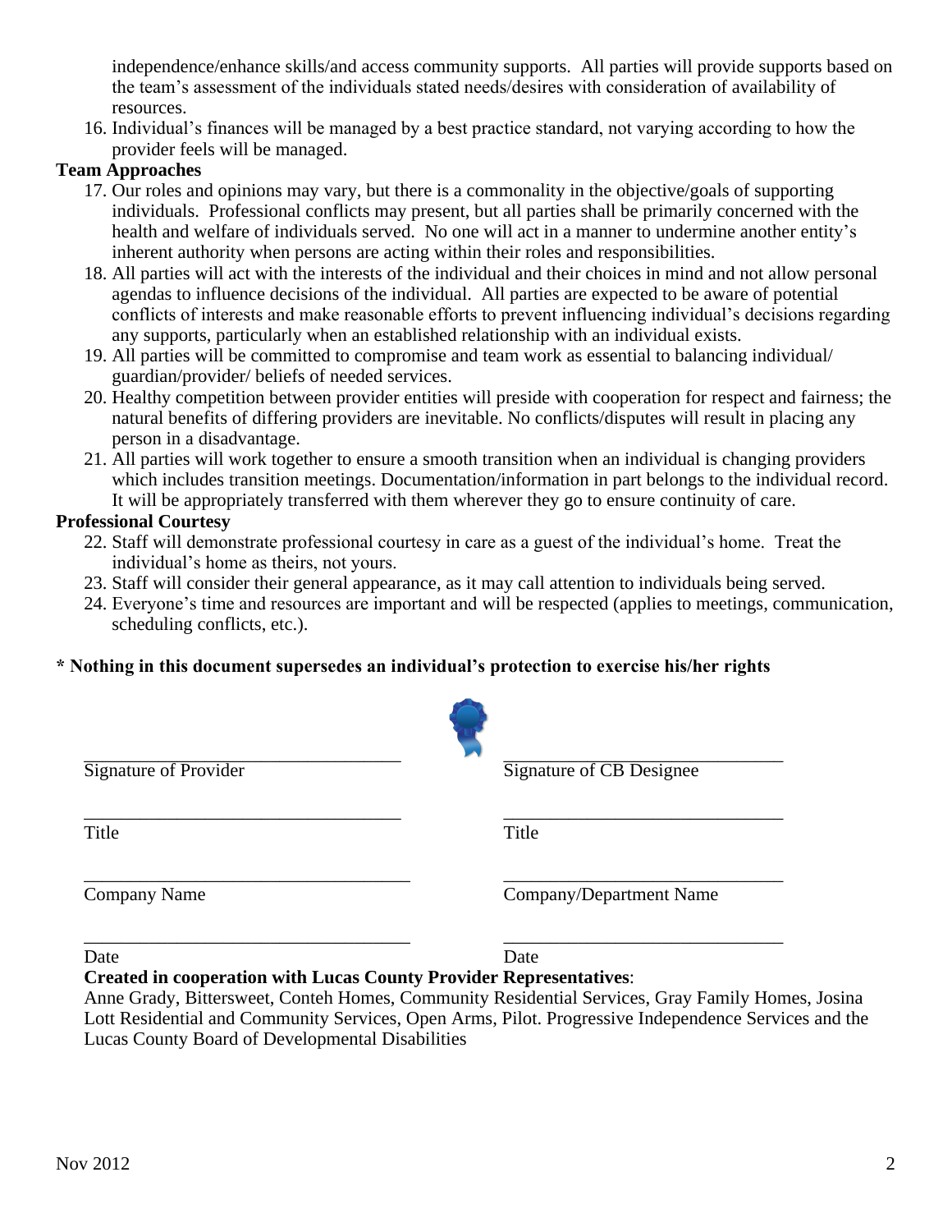independence/enhance skills/and access community supports. All parties will provide supports based on the team's assessment of the individuals stated needs/desires with consideration of availability of resources.

16. Individual's finances will be managed by a best practice standard, not varying according to how the provider feels will be managed.

**Team Approaches**

17. Our roles and opinions may vary, but there is a commonality in the objective/goals of supporting individuals. Professional conflicts may present, but all parties shall be primarily concerned with the health and welfare of individuals served. No one will act in a manner to undermine another entity's inherent authority when persons are acting within their roles and responsibilities.
18. All parties will act with the interests of the individual and their choices in mind and not allow personal agendas to influence decisions of the individual. All parties are expected to be aware of potential conflicts of interests and make reasonable efforts to prevent influencing individual's decisions regarding any supports, particularly when an established relationship with an individual exists.
19. All parties will be committed to compromise and team work as essential to balancing individual/ guardian/provider/ beliefs of needed services.
20. Healthy competition between provider entities will preside with cooperation for respect and fairness; the natural benefits of differing providers are inevitable. No conflicts/disputes will result in placing any person in a disadvantage.
21. All parties will work together to ensure a smooth transition when an individual is changing providers which includes transition meetings. Documentation/information in part belongs to the individual record. It will be appropriately transferred with them wherever they go to ensure continuity of care.

**Professional Courtesy**

22. Staff will demonstrate professional courtesy in care as a guest of the individual's home. Treat the individual's home as theirs, not yours.
23. Staff will consider their general appearance, as it may call attention to individuals being served.
24. Everyone's time and resources are important and will be respected (applies to meetings, communication, scheduling conflicts, etc.).

**\* Nothing in this document supersedes an individual's protection to exercise his/her rights**

| | |
|---|---|
| ________________________________ | ________________________________ |
| Signature of Provider | Signature of CB Designee |
| ________________________________ | ________________________________ |
| Title | Title |
| ________________________________ | ________________________________ |
| Company Name | Company/Department Name |
| ________________________________ | ________________________________ |
| Date | Date |

**Created in cooperation with Lucas County Provider Representatives**:
Anne Grady, Bittersweet, Conteh Homes, Community Residential Services, Gray Family Homes, Josina Lott Residential and Community Services, Open Arms, Pilot. Progressive Independence Services and the Lucas County Board of Developmental Disabilities

Nov 2012